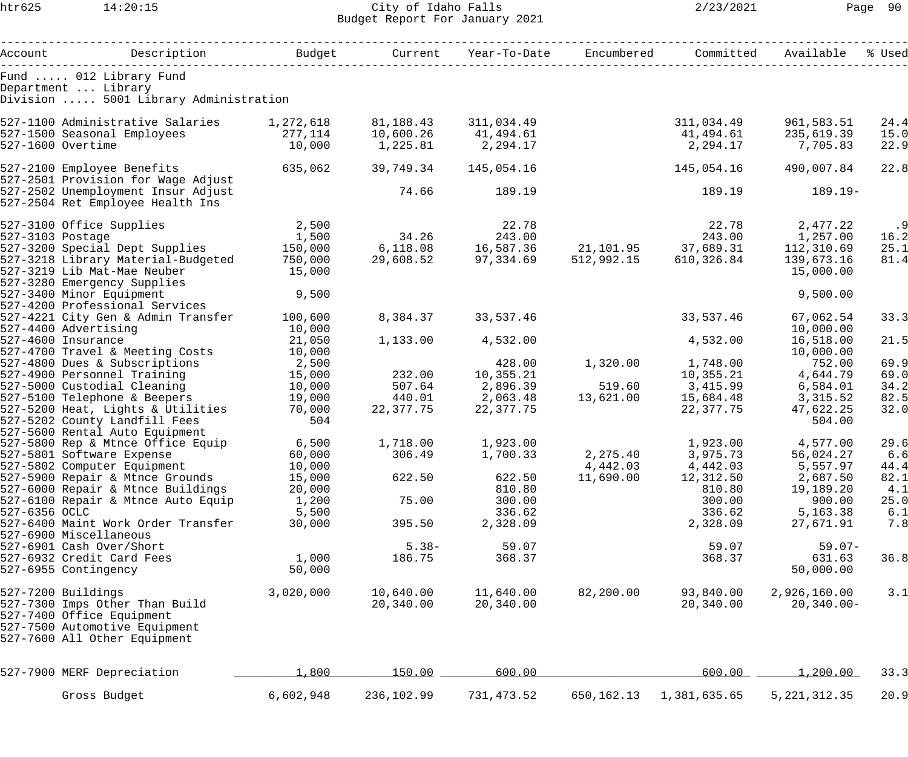# City of Idaho Falls
## Budget Report For January 2021

Fund ..... 012 Library Fund
Department ... Library
Division ..... 5001 Library Administration

| Account | Description | Budget | Current | Year-To-Date | Encumbered | Committed | Available | % Used |
|---|---|---|---|---|---|---|---|---|
| 527-1100 | Administrative Salaries | 1,272,618 | 81,188.43 | 311,034.49 | | 311,034.49 | 961,583.51 | 24.4 |
| 527-1500 | Seasonal Employees | 277,114 | 10,600.26 | 41,494.61 | | 41,494.61 | 235,619.39 | 15.0 |
| 527-1600 | Overtime | 10,000 | 1,225.81 | 2,294.17 | | 2,294.17 | 7,705.83 | 22.9 |
| 527-2100 | Employee Benefits | 635,062 | 39,749.34 | 145,054.16 | | 145,054.16 | 490,007.84 | 22.8 |
| 527-2501 | Provision for Wage Adjust | | | | | | | |
| 527-2502 | Unemployment Insur Adjust | | 74.66 | 189.19 | | 189.19 | 189.19- | |
| 527-2504 | Ret Employee Health Ins | | | | | | | |
| 527-3100 | Office Supplies | 2,500 | | 22.78 | | 22.78 | 2,477.22 | .9 |
| 527-3103 | Postage | 1,500 | 34.26 | 243.00 | | 243.00 | 1,257.00 | 16.2 |
| 527-3200 | Special Dept Supplies | 150,000 | 6,118.08 | 16,587.36 | 21,101.95 | 37,689.31 | 112,310.69 | 25.1 |
| 527-3218 | Library Material-Budgeted | 750,000 | 29,608.52 | 97,334.69 | 512,992.15 | 610,326.84 | 139,673.16 | 81.4 |
| 527-3219 | Lib Mat-Mae Neuber | 15,000 | | | | | 15,000.00 | |
| 527-3280 | Emergency Supplies | | | | | | | |
| 527-3400 | Minor Equipment | 9,500 | | | | | 9,500.00 | |
| 527-4200 | Professional Services | | | | | | | |
| 527-4221 | City Gen & Admin Transfer | 100,600 | 8,384.37 | 33,537.46 | | 33,537.46 | 67,062.54 | 33.3 |
| 527-4400 | Advertising | 10,000 | | | | | 10,000.00 | |
| 527-4600 | Insurance | 21,050 | 1,133.00 | 4,532.00 | | 4,532.00 | 16,518.00 | 21.5 |
| 527-4700 | Travel & Meeting Costs | 10,000 | | | | | 10,000.00 | |
| 527-4800 | Dues & Subscriptions | 2,500 | | 428.00 | 1,320.00 | 1,748.00 | 752.00 | 69.9 |
| 527-4900 | Personnel Training | 15,000 | 232.00 | 10,355.21 | | 10,355.21 | 4,644.79 | 69.0 |
| 527-5000 | Custodial Cleaning | 10,000 | 507.64 | 2,896.39 | 519.60 | 3,415.99 | 6,584.01 | 34.2 |
| 527-5100 | Telephone & Beepers | 19,000 | 440.01 | 2,063.48 | 13,621.00 | 15,684.48 | 3,315.52 | 82.5 |
| 527-5200 | Heat, Lights & Utilities | 70,000 | 22,377.75 | 22,377.75 | | 22,377.75 | 47,622.25 | 32.0 |
| 527-5202 | County Landfill Fees | 504 | | | | | 504.00 | |
| 527-5600 | Rental Auto Equipment | | | | | | | |
| 527-5800 | Rep & Mtnce Office Equip | 6,500 | 1,718.00 | 1,923.00 | | 1,923.00 | 4,577.00 | 29.6 |
| 527-5801 | Software Expense | 60,000 | 306.49 | 1,700.33 | 2,275.40 | 3,975.73 | 56,024.27 | 6.6 |
| 527-5802 | Computer Equipment | 10,000 | | | 4,442.03 | 4,442.03 | 5,557.97 | 44.4 |
| 527-5900 | Repair & Mtnce Grounds | 15,000 | 622.50 | 622.50 | 11,690.00 | 12,312.50 | 2,687.50 | 82.1 |
| 527-6000 | Repair & Mtnce Buildings | 20,000 | | 810.80 | | 810.80 | 19,189.20 | 4.1 |
| 527-6100 | Repair & Mtnce Auto Equip | 1,200 | 75.00 | 300.00 | | 300.00 | 900.00 | 25.0 |
| 527-6356 | OCLC | 5,500 | | 336.62 | | 336.62 | 5,163.38 | 6.1 |
| 527-6400 | Maint Work Order Transfer | 30,000 | 395.50 | 2,328.09 | | 2,328.09 | 27,671.91 | 7.8 |
| 527-6900 | Miscellaneous | | | | | | | |
| 527-6901 | Cash Over/Short | | 5.38- | 59.07 | | 59.07 | 59.07- | |
| 527-6932 | Credit Card Fees | 1,000 | 186.75 | 368.37 | | 368.37 | 631.63 | 36.8 |
| 527-6955 | Contingency | 50,000 | | | | | 50,000.00 | |
| 527-7200 | Buildings | 3,020,000 | 10,640.00 | 11,640.00 | 82,200.00 | 93,840.00 | 2,926,160.00 | 3.1 |
| 527-7300 | Imps Other Than Build | | 20,340.00 | 20,340.00 | | 20,340.00 | 20,340.00- | |
| 527-7400 | Office Equipment | | | | | | | |
| 527-7500 | Automotive Equipment | | | | | | | |
| 527-7600 | All Other Equipment | | | | | | | |
| 527-7900 | MERF Depreciation | 1,800 | 150.00 | 600.00 | | 600.00 | 1,200.00 | 33.3 |
| | Gross Budget | 6,602,948 | 236,102.99 | 731,473.52 | 650,162.13 | 1,381,635.65 | 5,221,312.35 | 20.9 |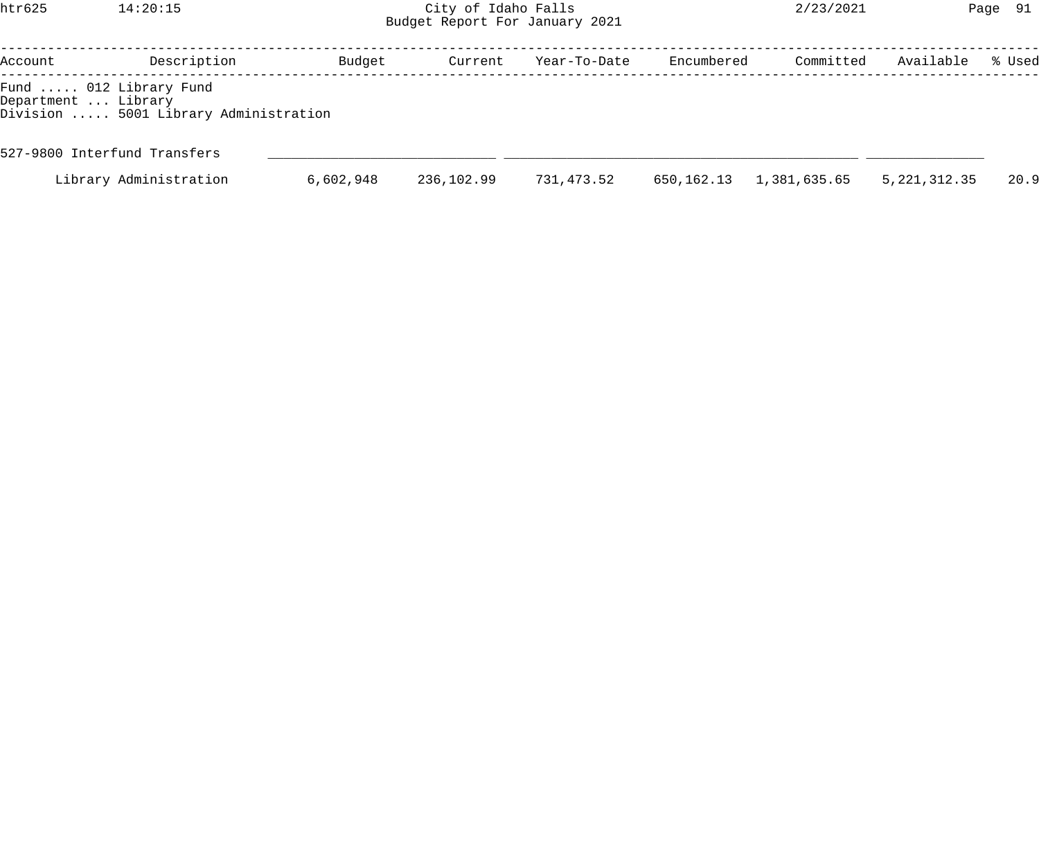City of Idaho Falls
Budget Report For January 2021

Fund ..... 012 Library Fund
Department ... Library
Division ..... 5001 Library Administration

| Account | Description | Budget | Current | Year-To-Date | Encumbered | Committed | Available | % Used |
|---|---|---|---|---|---|---|---|---|
| 527-9800 | Interfund Transfers | | | | | | | |
| | Library Administration | 6,602,948 | 236,102.99 | 731,473.52 | 650,162.13 | 1,381,635.65 | 5,221,312.35 | 20.9 |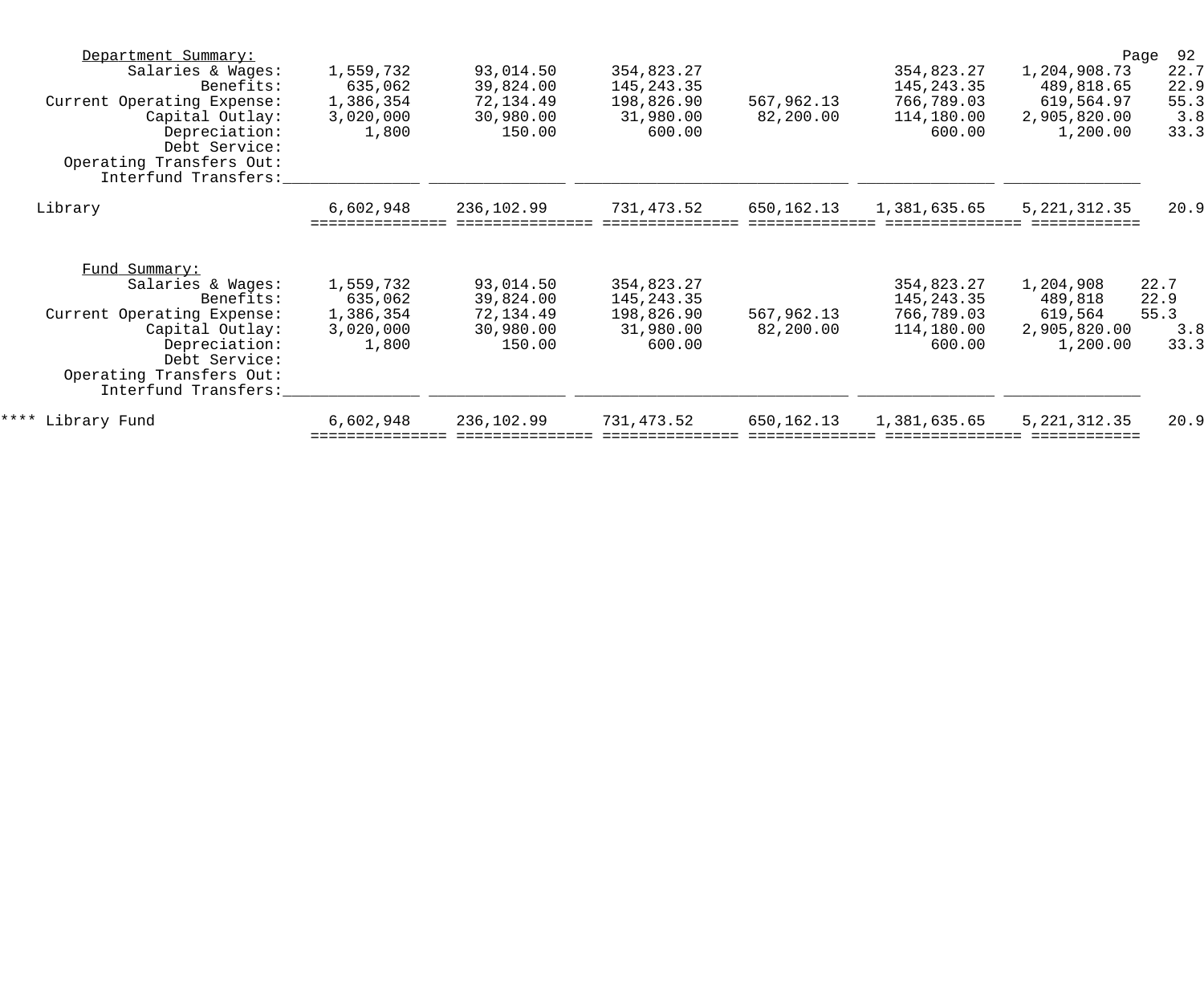**Department Summary:**

| | | | | | | | |
|---|---|---|---|---|---|---|---|
| Salaries & Wages: | 1,559,732 | 93,014.50 | 354,823.27 | | 354,823.27 | 1,204,908.73 | 22.7 |
| Benefits: | 635,062 | 39,824.00 | 145,243.35 | | 145,243.35 | 489,818.65 | 22.9 |
| Current Operating Expense: | 1,386,354 | 72,134.49 | 198,826.90 | 567,962.13 | 766,789.03 | 619,564.97 | 55.3 |
| Capital Outlay: | 3,020,000 | 30,980.00 | 31,980.00 | 82,200.00 | 114,180.00 | 2,905,820.00 | 3.8 |
| Depreciation: | 1,800 | 150.00 | 600.00 | | 600.00 | 1,200.00 | 33.3 |
| Debt Service: | | | | | | | |
| Operating Transfers Out: | | | | | | | |
| Interfund Transfers: | | | | | | | |
| Library | 6,602,948 | 236,102.99 | 731,473.52 | 650,162.13 | 1,381,635.65 | 5,221,312.35 | 20.9 |

**Fund Summary:**

| | | | | | | | |
|---|---|---|---|---|---|---|---|
| Salaries & Wages: | 1,559,732 | 93,014.50 | 354,823.27 | | 354,823.27 | 1,204,908 | 22.7 |
| Benefits: | 635,062 | 39,824.00 | 145,243.35 | | 145,243.35 | 489,818 | 22.9 |
| Current Operating Expense: | 1,386,354 | 72,134.49 | 198,826.90 | 567,962.13 | 766,789.03 | 619,564 | 55.3 |
| Capital Outlay: | 3,020,000 | 30,980.00 | 31,980.00 | 82,200.00 | 114,180.00 | 2,905,820.00 | 3.8 |
| Depreciation: | 1,800 | 150.00 | 600.00 | | 600.00 | 1,200.00 | 33.3 |
| Debt Service: | | | | | | | |
| Operating Transfers Out: | | | | | | | |
| Interfund Transfers: | | | | | | | |
| **** Library Fund | 6,602,948 | 236,102.99 | 731,473.52 | 650,162.13 | 1,381,635.65 | 5,221,312.35 | 20.9 |